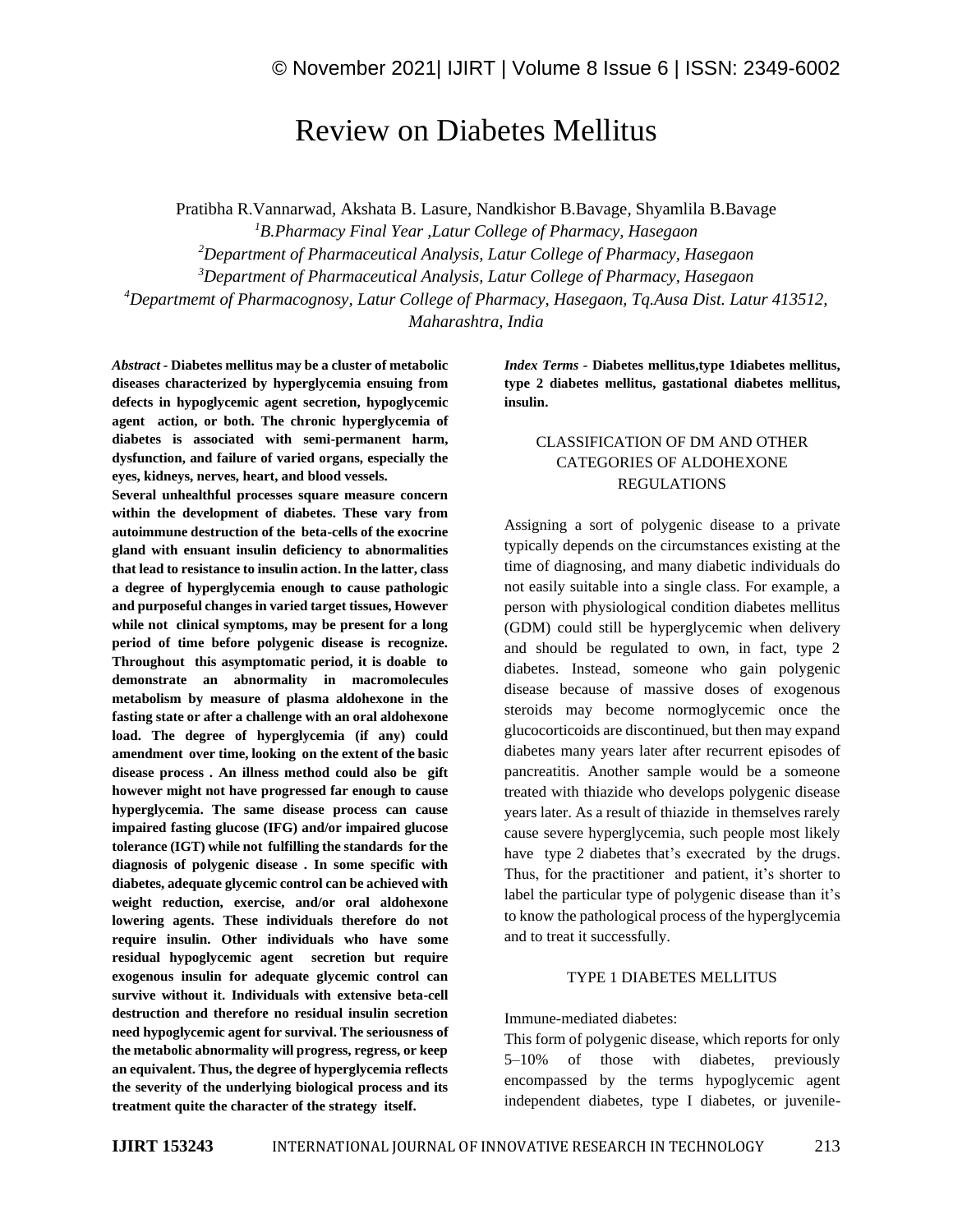# Review on Diabetes Mellitus

Pratibha R.Vannarwad, Akshata B. Lasure, Nandkishor B.Bavage, Shyamlila B.Bavage

[1]*B.Pharmacy Final Year ,Latur College of Pharmacy, Hasegaon*

[2]*Department of Pharmaceutical Analysis, Latur College of Pharmacy, Hasegaon*

[3]*Department of Pharmaceutical Analysis, Latur College of Pharmacy, Hasegaon*

[4]*Departmemt of Pharmacognosy, Latur College of Pharmacy, Hasegaon, Tq.Ausa Dist. Latur 413512, Maharashtra, India*

***Abstract* - Diabetes mellitus may be a cluster of metabolic diseases characterized by hyperglycemia ensuing from defects in hypoglycemic agent secretion, hypoglycemic agent action, or both. The chronic hyperglycemia of diabetes is associated with semi-permanent harm, dysfunction, and failure of varied organs, especially the eyes, kidneys, nerves, heart, and blood vessels.**

**Several unhealthful processes square measure concern within the development of diabetes. These vary from autoimmune destruction of the beta-cells of the exocrine gland with ensuant insulin deficiency to abnormalities that lead to resistance to insulin action. In the latter, class a degree of hyperglycemia enough to cause pathologic and purposeful changes in varied target tissues, However while not clinical symptoms, may be present for a long period of time before polygenic disease is recognize. Throughout this asymptomatic period, it is doable to demonstrate an abnormality in macromolecules metabolism by measure of plasma aldohexone in the fasting state or after a challenge with an oral aldohexone load. The degree of hyperglycemia (if any) could amendment over time, looking on the extent of the basic disease process . An illness method could also be gift however might not have progressed far enough to cause hyperglycemia. The same disease process can cause impaired fasting glucose (IFG) and/or impaired glucose tolerance (IGT) while not fulfilling the standards for the diagnosis of polygenic disease . In some specific with diabetes, adequate glycemic control can be achieved with weight reduction, exercise, and/or oral aldohexone lowering agents. These individuals therefore do not require insulin. Other individuals who have some residual hypoglycemic agent secretion but require exogenous insulin for adequate glycemic control can survive without it. Individuals with extensive beta-cell destruction and therefore no residual insulin secretion need hypoglycemic agent for survival. The seriousness of the metabolic abnormality will progress, regress, or keep an equivalent. Thus, the degree of hyperglycemia reflects the severity of the underlying biological process and its treatment quite the character of the strategy itself.**

***Index Terms* - Diabetes mellitus,type 1diabetes mellitus, type 2 diabetes mellitus, gastational diabetes mellitus, insulin.**

## CLASSIFICATION OF DM AND OTHER CATEGORIES OF ALDOHEXONE REGULATIONS

Assigning a sort of polygenic disease to a private typically depends on the circumstances existing at the time of diagnosing, and many diabetic individuals do not easily suitable into a single class. For example, a person with physiological condition diabetes mellitus (GDM) could still be hyperglycemic when delivery and should be regulated to own, in fact, type 2 diabetes. Instead, someone who gain polygenic disease because of massive doses of exogenous steroids may become normoglycemic once the glucocorticoids are discontinued, but then may expand diabetes many years later after recurrent episodes of pancreatitis. Another sample would be a someone treated with thiazide who develops polygenic disease years later. As a result of thiazide in themselves rarely cause severe hyperglycemia, such people most likely have type 2 diabetes that's execrated by the drugs. Thus, for the practitioner and patient, it's shorter to label the particular type of polygenic disease than it's to know the pathological process of the hyperglycemia and to treat it successfully.

## TYPE 1 DIABETES MELLITUS

Immune-mediated diabetes:

This form of polygenic disease, which reports for only 5–10% of those with diabetes, previously encompassed by the terms hypoglycemic agent independent diabetes, type I diabetes, or juvenile-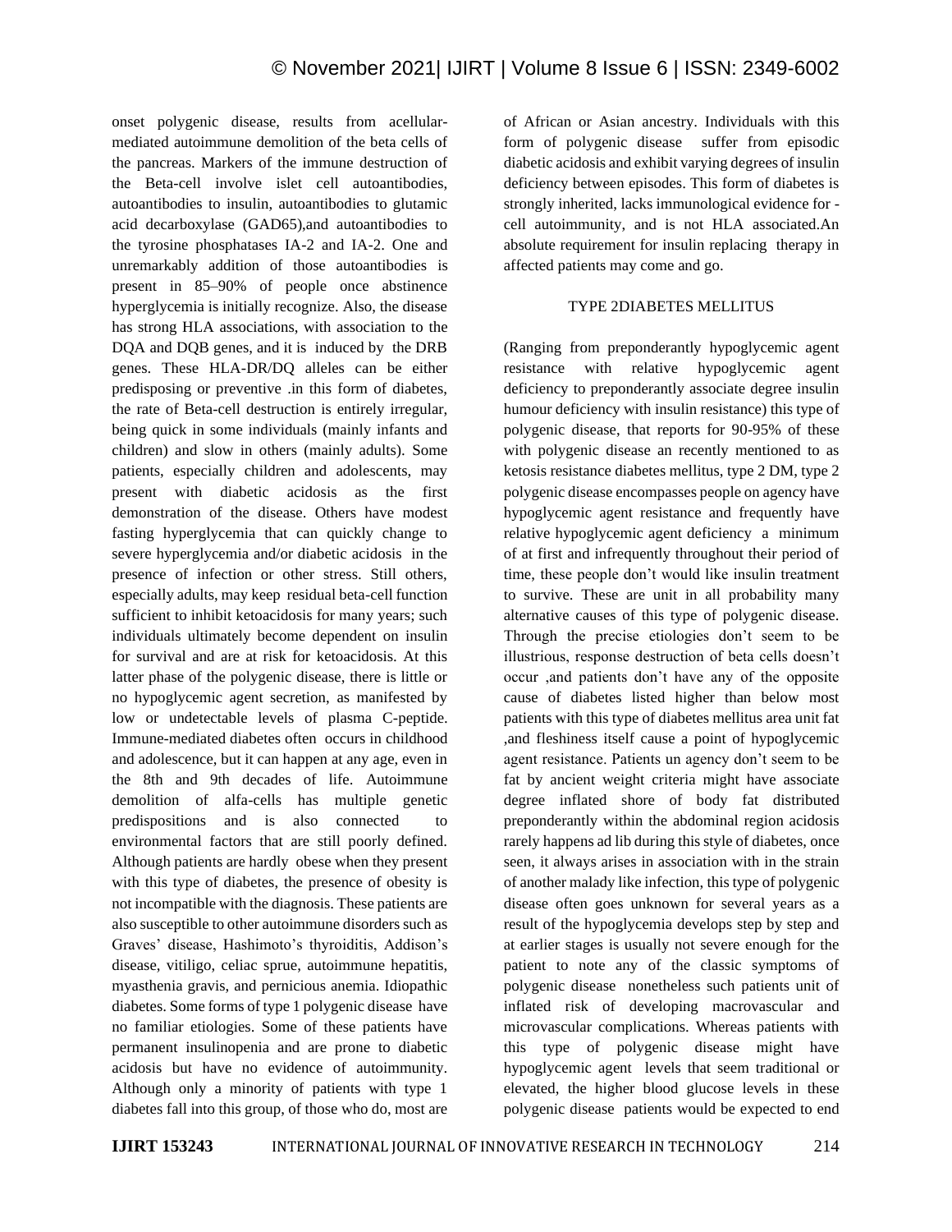onset polygenic disease, results from acellular-mediated autoimmune demolition of the beta cells of the pancreas. Markers of the immune destruction of the Beta-cell involve islet cell autoantibodies, autoantibodies to insulin, autoantibodies to glutamic acid decarboxylase (GAD65),and autoantibodies to the tyrosine phosphatases IA-2 and IA-2. One and unremarkably addition of those autoantibodies is present in 85–90% of people once abstinence hyperglycemia is initially recognize. Also, the disease has strong HLA associations, with association to the DQA and DQB genes, and it is induced by the DRB genes. These HLA-DR/DQ alleles can be either predisposing or preventive .in this form of diabetes, the rate of Beta-cell destruction is entirely irregular, being quick in some individuals (mainly infants and children) and slow in others (mainly adults). Some patients, especially children and adolescents, may present with diabetic acidosis as the first demonstration of the disease. Others have modest fasting hyperglycemia that can quickly change to severe hyperglycemia and/or diabetic acidosis in the presence of infection or other stress. Still others, especially adults, may keep residual beta-cell function sufficient to inhibit ketoacidosis for many years; such individuals ultimately become dependent on insulin for survival and are at risk for ketoacidosis. At this latter phase of the polygenic disease, there is little or no hypoglycemic agent secretion, as manifested by low or undetectable levels of plasma C-peptide. Immune-mediated diabetes often occurs in childhood and adolescence, but it can happen at any age, even in the 8th and 9th decades of life. Autoimmune demolition of alfa-cells has multiple genetic predispositions and is also connected to environmental factors that are still poorly defined. Although patients are hardly obese when they present with this type of diabetes, the presence of obesity is not incompatible with the diagnosis. These patients are also susceptible to other autoimmune disorders such as Graves' disease, Hashimoto's thyroiditis, Addison's disease, vitiligo, celiac sprue, autoimmune hepatitis, myasthenia gravis, and pernicious anemia. Idiopathic diabetes. Some forms of type 1 polygenic disease have no familiar etiologies. Some of these patients have permanent insulinopenia and are prone to diabetic acidosis but have no evidence of autoimmunity. Although only a minority of patients with type 1 diabetes fall into this group, of those who do, most are of African or Asian ancestry. Individuals with this form of polygenic disease suffer from episodic diabetic acidosis and exhibit varying degrees of insulin deficiency between episodes. This form of diabetes is strongly inherited, lacks immunological evidence for -cell autoimmunity, and is not HLA associated.An absolute requirement for insulin replacing therapy in affected patients may come and go.

## TYPE 2DIABETES MELLITUS

(Ranging from preponderantly hypoglycemic agent resistance with relative hypoglycemic agent deficiency to preponderantly associate degree insulin humour deficiency with insulin resistance) this type of polygenic disease, that reports for 90-95% of these with polygenic disease an recently mentioned to as ketosis resistance diabetes mellitus, type 2 DM, type 2 polygenic disease encompasses people on agency have hypoglycemic agent resistance and frequently have relative hypoglycemic agent deficiency a minimum of at first and infrequently throughout their period of time, these people don't would like insulin treatment to survive. These are unit in all probability many alternative causes of this type of polygenic disease. Through the precise etiologies don't seem to be illustrious, response destruction of beta cells doesn't occur ,and patients don't have any of the opposite cause of diabetes listed higher than below most patients with this type of diabetes mellitus area unit fat ,and fleshiness itself cause a point of hypoglycemic agent resistance. Patients un agency don't seem to be fat by ancient weight criteria might have associate degree inflated shore of body fat distributed preponderantly within the abdominal region acidosis rarely happens ad lib during this style of diabetes, once seen, it always arises in association with in the strain of another malady like infection, this type of polygenic disease often goes unknown for several years as a result of the hypoglycemia develops step by step and at earlier stages is usually not severe enough for the patient to note any of the classic symptoms of polygenic disease nonetheless such patients unit of inflated risk of developing macrovascular and microvascular complications. Whereas patients with this type of polygenic disease might have hypoglycemic agent levels that seem traditional or elevated, the higher blood glucose levels in these polygenic disease patients would be expected to end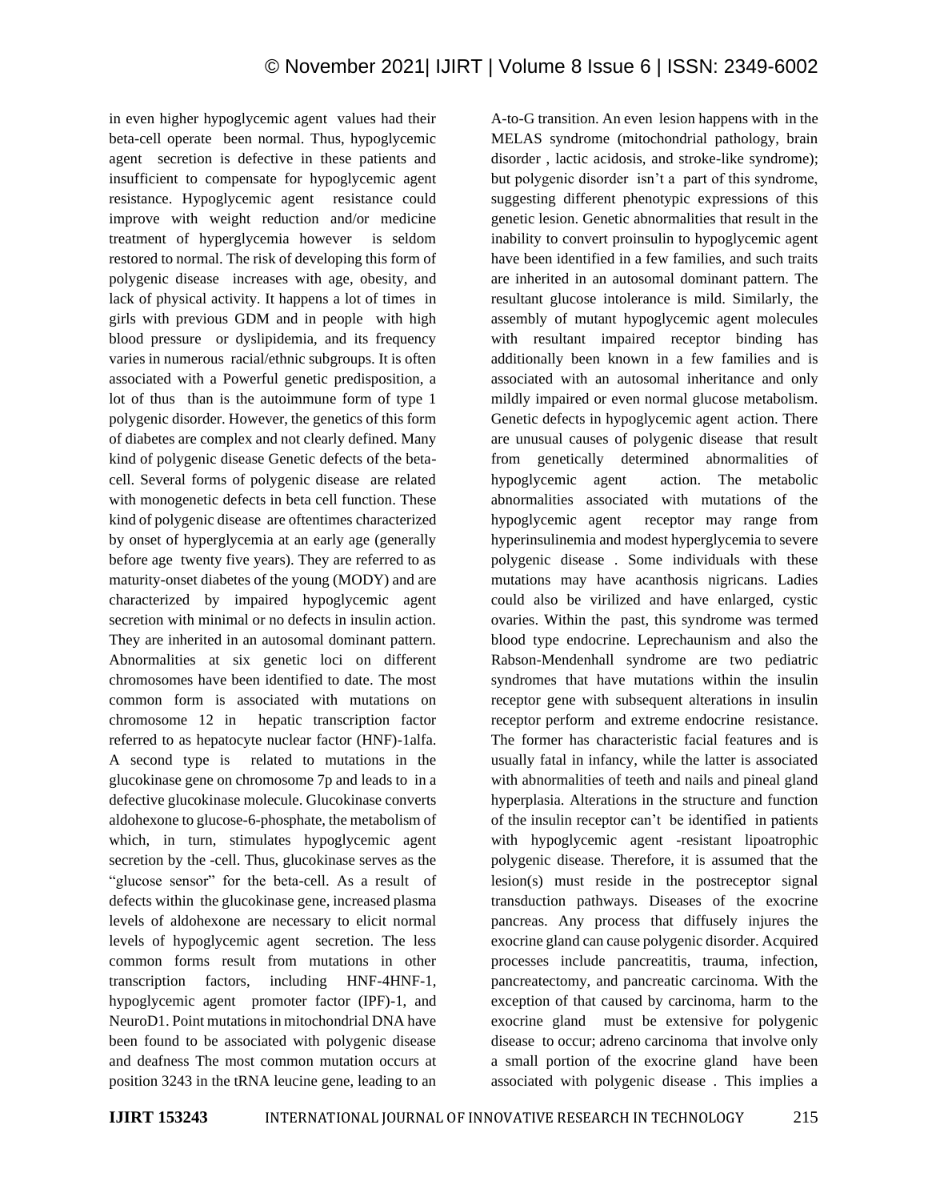in even higher hypoglycemic agent values had their beta-cell operate been normal. Thus, hypoglycemic agent secretion is defective in these patients and insufficient to compensate for hypoglycemic agent resistance. Hypoglycemic agent resistance could improve with weight reduction and/or medicine treatment of hyperglycemia however is seldom restored to normal. The risk of developing this form of polygenic disease increases with age, obesity, and lack of physical activity. It happens a lot of times in girls with previous GDM and in people with high blood pressure or dyslipidemia, and its frequency varies in numerous racial/ethnic subgroups. It is often associated with a Powerful genetic predisposition, a lot of thus than is the autoimmune form of type 1 polygenic disorder. However, the genetics of this form of diabetes are complex and not clearly defined. Many kind of polygenic disease Genetic defects of the beta-cell. Several forms of polygenic disease are related with monogenetic defects in beta cell function. These kind of polygenic disease are oftentimes characterized by onset of hyperglycemia at an early age (generally before age twenty five years). They are referred to as maturity-onset diabetes of the young (MODY) and are characterized by impaired hypoglycemic agent secretion with minimal or no defects in insulin action. They are inherited in an autosomal dominant pattern. Abnormalities at six genetic loci on different chromosomes have been identified to date. The most common form is associated with mutations on chromosome 12 in hepatic transcription factor referred to as hepatocyte nuclear factor (HNF)-1alfa. A second type is related to mutations in the glucokinase gene on chromosome 7p and leads to in a defective glucokinase molecule. Glucokinase converts aldohexone to glucose-6-phosphate, the metabolism of which, in turn, stimulates hypoglycemic agent secretion by the -cell. Thus, glucokinase serves as the "glucose sensor" for the beta-cell. As a result of defects within the glucokinase gene, increased plasma levels of aldohexone are necessary to elicit normal levels of hypoglycemic agent secretion. The less common forms result from mutations in other transcription factors, including HNF-4HNF-1, hypoglycemic agent promoter factor (IPF)-1, and NeuroD1. Point mutations in mitochondrial DNA have been found to be associated with polygenic disease and deafness The most common mutation occurs at position 3243 in the tRNA leucine gene, leading to an A-to-G transition. An even lesion happens with in the MELAS syndrome (mitochondrial pathology, brain disorder , lactic acidosis, and stroke-like syndrome); but polygenic disorder isn't a part of this syndrome, suggesting different phenotypic expressions of this genetic lesion. Genetic abnormalities that result in the inability to convert proinsulin to hypoglycemic agent have been identified in a few families, and such traits are inherited in an autosomal dominant pattern. The resultant glucose intolerance is mild. Similarly, the assembly of mutant hypoglycemic agent molecules with resultant impaired receptor binding has additionally been known in a few families and is associated with an autosomal inheritance and only mildly impaired or even normal glucose metabolism. Genetic defects in hypoglycemic agent action. There are unusual causes of polygenic disease that result from genetically determined abnormalities of hypoglycemic agent action. The metabolic abnormalities associated with mutations of the hypoglycemic agent receptor may range from hyperinsulinemia and modest hyperglycemia to severe polygenic disease . Some individuals with these mutations may have acanthosis nigricans. Ladies could also be virilized and have enlarged, cystic ovaries. Within the past, this syndrome was termed blood type endocrine. Leprechaunism and also the Rabson-Mendenhall syndrome are two pediatric syndromes that have mutations within the insulin receptor gene with subsequent alterations in insulin receptor perform and extreme endocrine resistance. The former has characteristic facial features and is usually fatal in infancy, while the latter is associated with abnormalities of teeth and nails and pineal gland hyperplasia. Alterations in the structure and function of the insulin receptor can't be identified in patients with hypoglycemic agent -resistant lipoatrophic polygenic disease. Therefore, it is assumed that the lesion(s) must reside in the postreceptor signal transduction pathways. Diseases of the exocrine pancreas. Any process that diffusely injures the exocrine gland can cause polygenic disorder. Acquired processes include pancreatitis, trauma, infection, pancreatectomy, and pancreatic carcinoma. With the exception of that caused by carcinoma, harm to the exocrine gland must be extensive for polygenic disease to occur; adreno carcinoma that involve only a small portion of the exocrine gland have been associated with polygenic disease . This implies a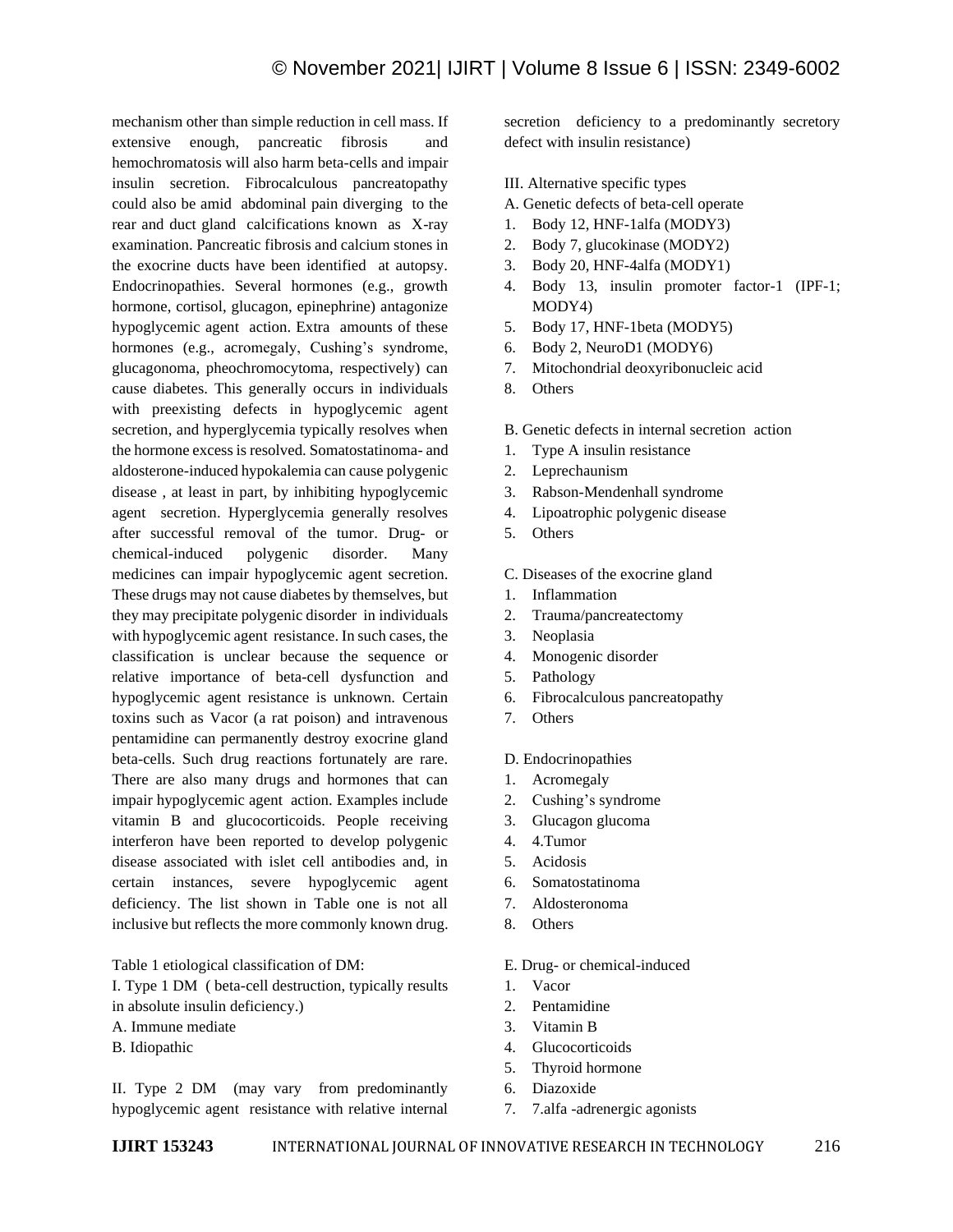mechanism other than simple reduction in cell mass. If extensive enough, pancreatic fibrosis and hemochromatosis will also harm beta-cells and impair insulin secretion. Fibrocalculous pancreatopathy could also be amid abdominal pain diverging to the rear and duct gland calcifications known as X-ray examination. Pancreatic fibrosis and calcium stones in the exocrine ducts have been identified at autopsy. Endocrinopathies. Several hormones (e.g., growth hormone, cortisol, glucagon, epinephrine) antagonize hypoglycemic agent action. Extra amounts of these hormones (e.g., acromegaly, Cushing's syndrome, glucagonoma, pheochromocytoma, respectively) can cause diabetes. This generally occurs in individuals with preexisting defects in hypoglycemic agent secretion, and hyperglycemia typically resolves when the hormone excess is resolved. Somatostatinoma- and aldosterone-induced hypokalemia can cause polygenic disease , at least in part, by inhibiting hypoglycemic agent secretion. Hyperglycemia generally resolves after successful removal of the tumor. Drug- or chemical-induced polygenic disorder. Many medicines can impair hypoglycemic agent secretion. These drugs may not cause diabetes by themselves, but they may precipitate polygenic disorder in individuals with hypoglycemic agent resistance. In such cases, the classification is unclear because the sequence or relative importance of beta-cell dysfunction and hypoglycemic agent resistance is unknown. Certain toxins such as Vacor (a rat poison) and intravenous pentamidine can permanently destroy exocrine gland beta-cells. Such drug reactions fortunately are rare. There are also many drugs and hormones that can impair hypoglycemic agent action. Examples include vitamin B and glucocorticoids. People receiving interferon have been reported to develop polygenic disease associated with islet cell antibodies and, in certain instances, severe hypoglycemic agent deficiency. The list shown in Table one is not all inclusive but reflects the more commonly known drug.

Table 1 etiological classification of DM:

I. Type 1 DM ( beta-cell destruction, typically results in absolute insulin deficiency.)

A. Immune mediate

B. Idiopathic

II. Type 2 DM (may vary from predominantly hypoglycemic agent resistance with relative internal secretion deficiency to a predominantly secretory defect with insulin resistance)

III. Alternative specific types

A. Genetic defects of beta-cell operate

1. Body 12, HNF-1alfa (MODY3)
2. Body 7, glucokinase (MODY2)
3. Body 20, HNF-4alfa (MODY1)
4. Body 13, insulin promoter factor-1 (IPF-1; MODY4)
5. Body 17, HNF-1beta (MODY5)
6. Body 2, NeuroD1 (MODY6)
7. Mitochondrial deoxyribonucleic acid
8. Others

B. Genetic defects in internal secretion action

1. Type A insulin resistance
2. Leprechaunism
3. Rabson-Mendenhall syndrome
4. Lipoatrophic polygenic disease
5. Others

C. Diseases of the exocrine gland

1. Inflammation
2. Trauma/pancreatectomy
3. Neoplasia
4. Monogenic disorder
5. Pathology
6. Fibrocalculous pancreatopathy
7. Others

D. Endocrinopathies

1. Acromegaly
2. Cushing's syndrome
3. Glucagon glucoma
4. 4.Tumor
5. Acidosis
6. Somatostatinoma
7. Aldosteronoma
8. Others

E. Drug- or chemical-induced

1. Vacor
2. Pentamidine
3. Vitamin B
4. Glucocorticoids
5. Thyroid hormone
6. Diazoxide
7. 7.alfa -adrenergic agonists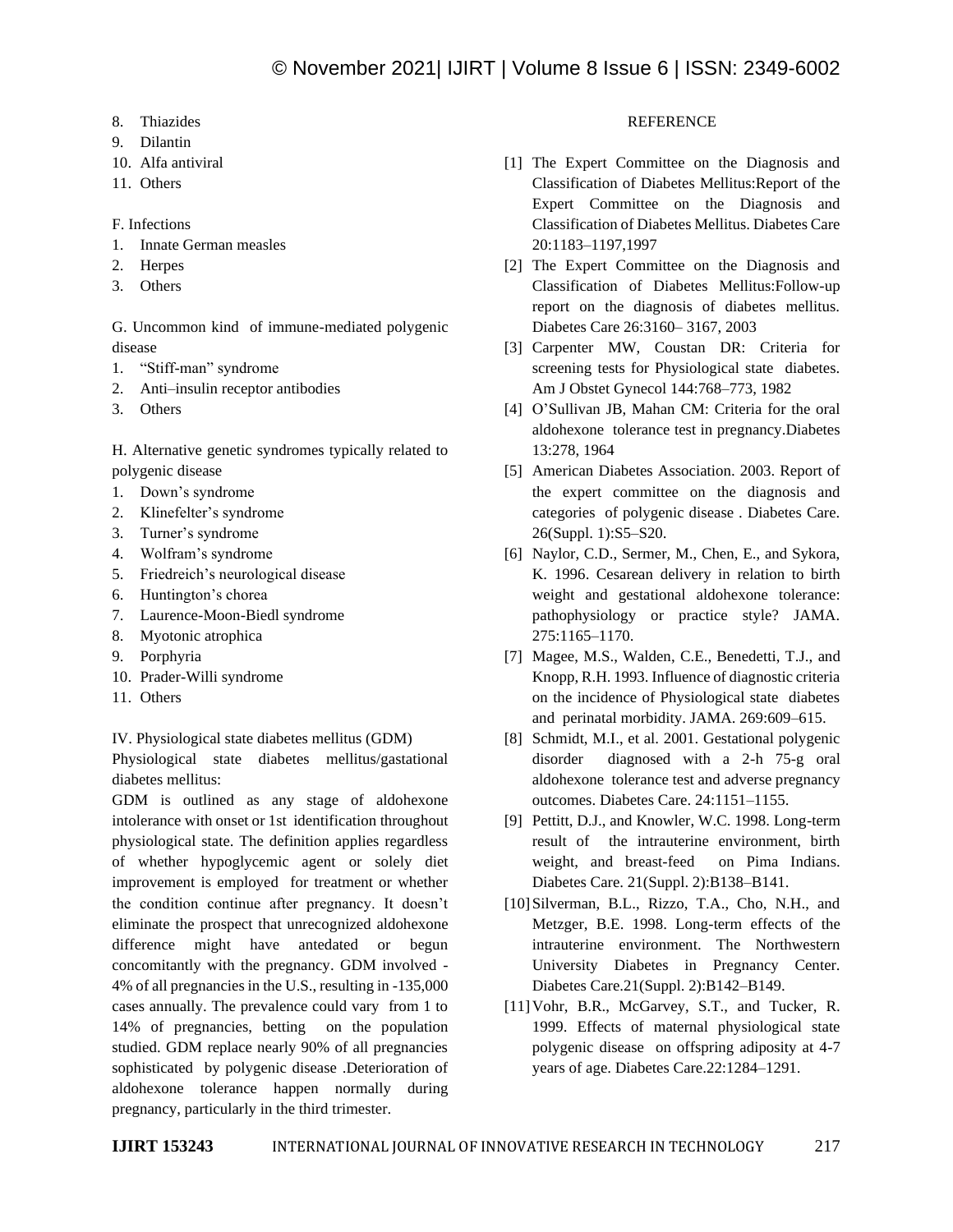8. Thiazides
9. Dilantin
10. Alfa antiviral
11. Others

F. Infections

1. Innate German measles
2. Herpes
3. Others

G. Uncommon kind of immune-mediated polygenic disease

1. "Stiff-man" syndrome
2. Anti–insulin receptor antibodies
3. Others

H. Alternative genetic syndromes typically related to polygenic disease

1. Down's syndrome
2. Klinefelter's syndrome
3. Turner's syndrome
4. Wolfram's syndrome
5. Friedreich's neurological disease
6. Huntington's chorea
7. Laurence-Moon-Biedl syndrome
8. Myotonic atrophica
9. Porphyria
10. Prader-Willi syndrome
11. Others

IV. Physiological state diabetes mellitus (GDM)

Physiological state diabetes mellitus/gastational diabetes mellitus:

GDM is outlined as any stage of aldohexone intolerance with onset or 1st identification throughout physiological state. The definition applies regardless of whether hypoglycemic agent or solely diet improvement is employed for treatment or whether the condition continue after pregnancy. It doesn't eliminate the prospect that unrecognized aldohexone difference might have antedated or begun concomitantly with the pregnancy. GDM involved -4% of all pregnancies in the U.S., resulting in -135,000 cases annually. The prevalence could vary from 1 to 14% of pregnancies, betting on the population studied. GDM replace nearly 90% of all pregnancies sophisticated by polygenic disease .Deterioration of aldohexone tolerance happen normally during pregnancy, particularly in the third trimester.

## REFERENCE

[1] The Expert Committee on the Diagnosis and Classification of Diabetes Mellitus:Report of the Expert Committee on the Diagnosis and Classification of Diabetes Mellitus. Diabetes Care 20:1183–1197,1997

[2] The Expert Committee on the Diagnosis and Classification of Diabetes Mellitus:Follow-up report on the diagnosis of diabetes mellitus. Diabetes Care 26:3160– 3167, 2003

[3] Carpenter MW, Coustan DR: Criteria for screening tests for Physiological state diabetes. Am J Obstet Gynecol 144:768–773, 1982

[4] O'Sullivan JB, Mahan CM: Criteria for the oral aldohexone tolerance test in pregnancy.Diabetes 13:278, 1964

[5] American Diabetes Association. 2003. Report of the expert committee on the diagnosis and categories of polygenic disease . Diabetes Care. 26(Suppl. 1):S5–S20.

[6] Naylor, C.D., Sermer, M., Chen, E., and Sykora, K. 1996. Cesarean delivery in relation to birth weight and gestational aldohexone tolerance: pathophysiology or practice style? JAMA. 275:1165–1170.

[7] Magee, M.S., Walden, C.E., Benedetti, T.J., and Knopp, R.H. 1993. Influence of diagnostic criteria on the incidence of Physiological state diabetes and perinatal morbidity. JAMA. 269:609–615.

[8] Schmidt, M.I., et al. 2001. Gestational polygenic disorder diagnosed with a 2-h 75-g oral aldohexone tolerance test and adverse pregnancy outcomes. Diabetes Care. 24:1151–1155.

[9] Pettitt, D.J., and Knowler, W.C. 1998. Long-term result of the intrauterine environment, birth weight, and breast-feed on Pima Indians. Diabetes Care. 21(Suppl. 2):B138–B141.

[10] Silverman, B.L., Rizzo, T.A., Cho, N.H., and Metzger, B.E. 1998. Long-term effects of the intrauterine environment. The Northwestern University Diabetes in Pregnancy Center. Diabetes Care.21(Suppl. 2):B142–B149.

[11] Vohr, B.R., McGarvey, S.T., and Tucker, R. 1999. Effects of maternal physiological state polygenic disease on offspring adiposity at 4-7 years of age. Diabetes Care.22:1284–1291.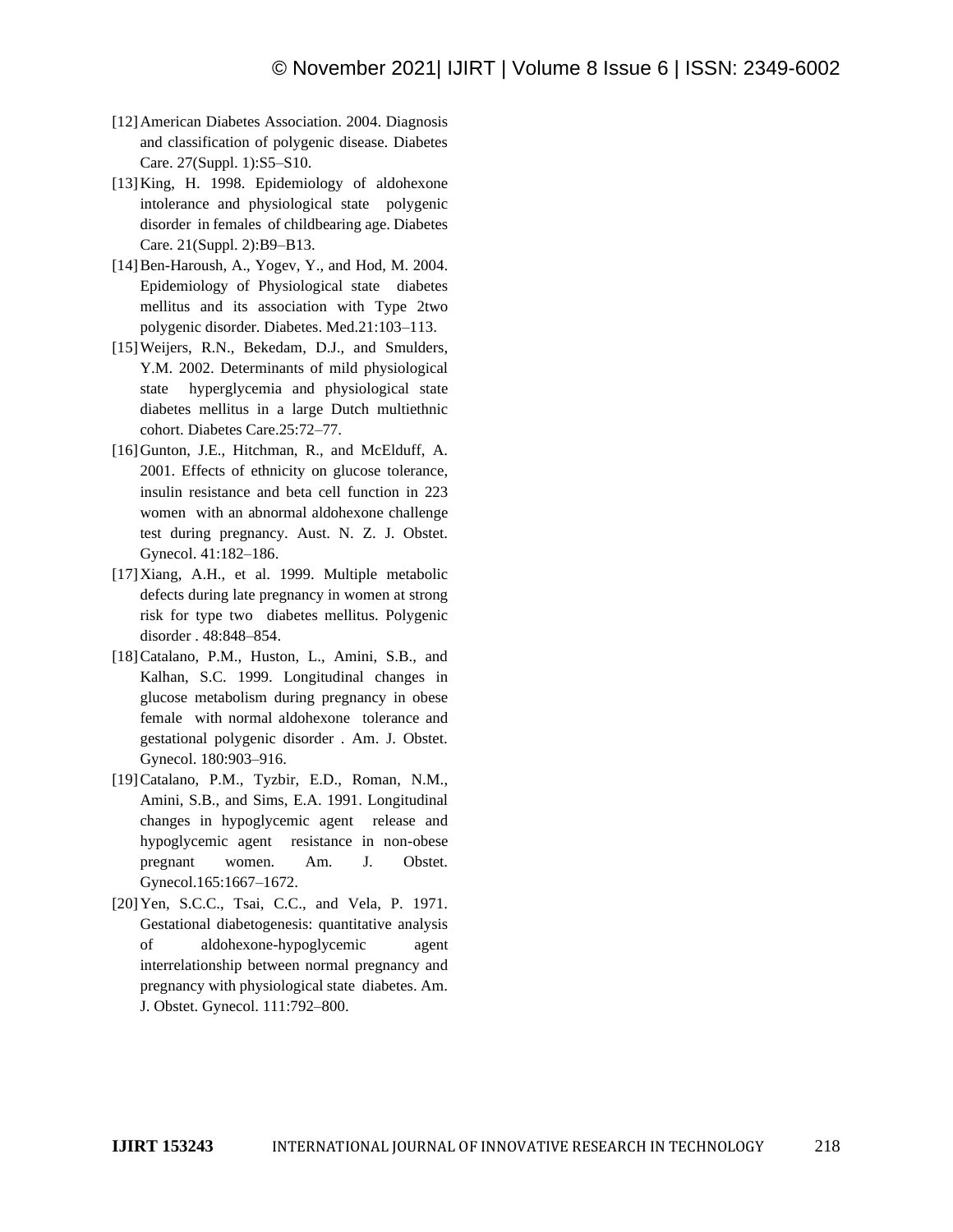[12] American Diabetes Association. 2004. Diagnosis and classification of polygenic disease. Diabetes Care. 27(Suppl. 1):S5–S10.

[13] King, H. 1998. Epidemiology of aldohexone intolerance and physiological state polygenic disorder in females of childbearing age. Diabetes Care. 21(Suppl. 2):B9–B13.

[14] Ben-Haroush, A., Yogev, Y., and Hod, M. 2004. Epidemiology of Physiological state diabetes mellitus and its association with Type 2two polygenic disorder. Diabetes. Med.21:103–113.

[15] Weijers, R.N., Bekedam, D.J., and Smulders, Y.M. 2002. Determinants of mild physiological state hyperglycemia and physiological state diabetes mellitus in a large Dutch multiethnic cohort. Diabetes Care.25:72–77.

[16] Gunton, J.E., Hitchman, R., and McElduff, A. 2001. Effects of ethnicity on glucose tolerance, insulin resistance and beta cell function in 223 women with an abnormal aldohexone challenge test during pregnancy. Aust. N. Z. J. Obstet. Gynecol. 41:182–186.

[17] Xiang, A.H., et al. 1999. Multiple metabolic defects during late pregnancy in women at strong risk for type two diabetes mellitus. Polygenic disorder . 48:848–854.

[18] Catalano, P.M., Huston, L., Amini, S.B., and Kalhan, S.C. 1999. Longitudinal changes in glucose metabolism during pregnancy in obese female with normal aldohexone tolerance and gestational polygenic disorder . Am. J. Obstet. Gynecol. 180:903–916.

[19] Catalano, P.M., Tyzbir, E.D., Roman, N.M., Amini, S.B., and Sims, E.A. 1991. Longitudinal changes in hypoglycemic agent release and hypoglycemic agent resistance in non-obese pregnant women. Am. J. Obstet. Gynecol.165:1667–1672.

[20] Yen, S.C.C., Tsai, C.C., and Vela, P. 1971. Gestational diabetogenesis: quantitative analysis of aldohexone-hypoglycemic agent interrelationship between normal pregnancy and pregnancy with physiological state diabetes. Am. J. Obstet. Gynecol. 111:792–800.